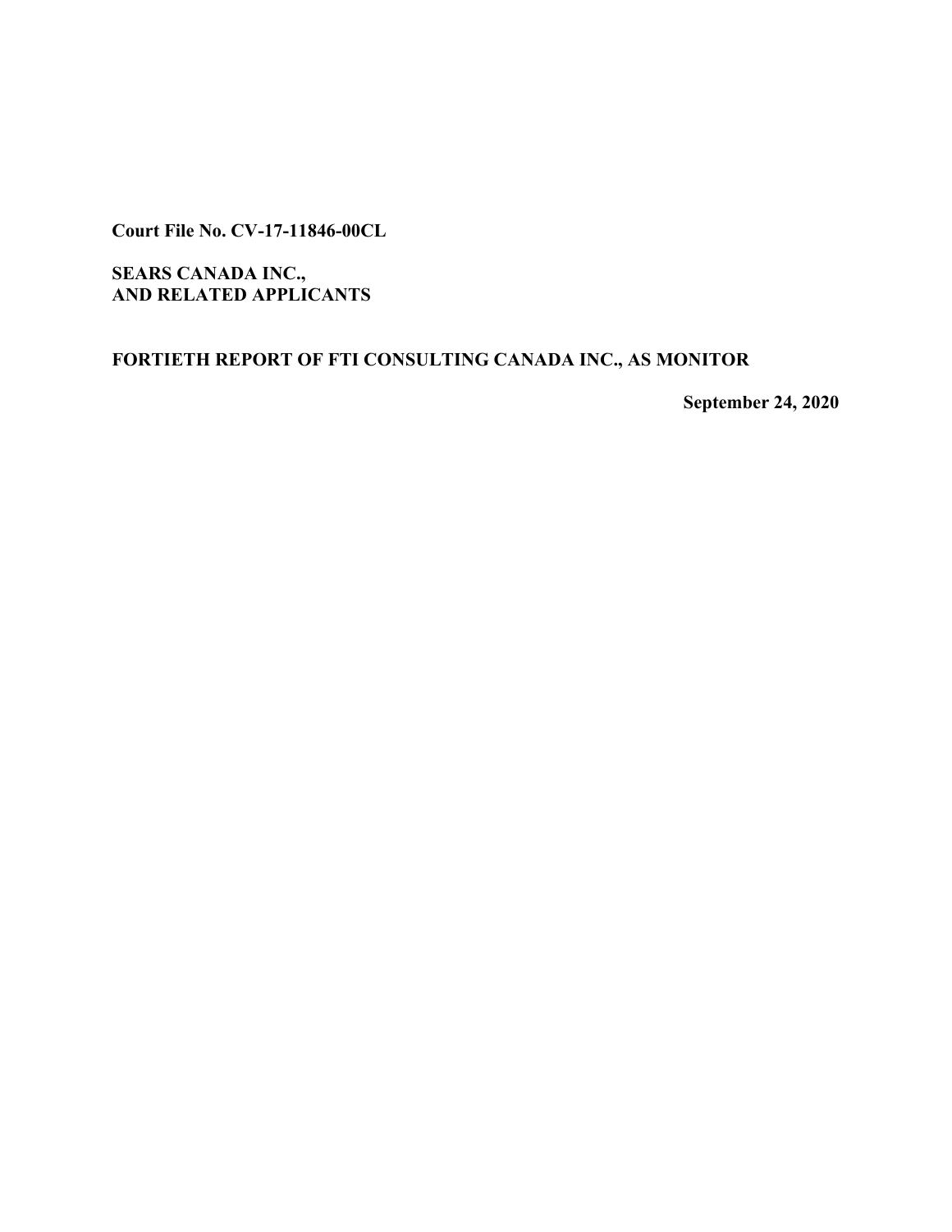**Court File No. CV-17-11846-00CL**

**SEARS CANADA INC.,**
**AND RELATED APPLICANTS**

**FORTIETH REPORT OF FTI CONSULTING CANADA INC., AS MONITOR**

**September 24, 2020**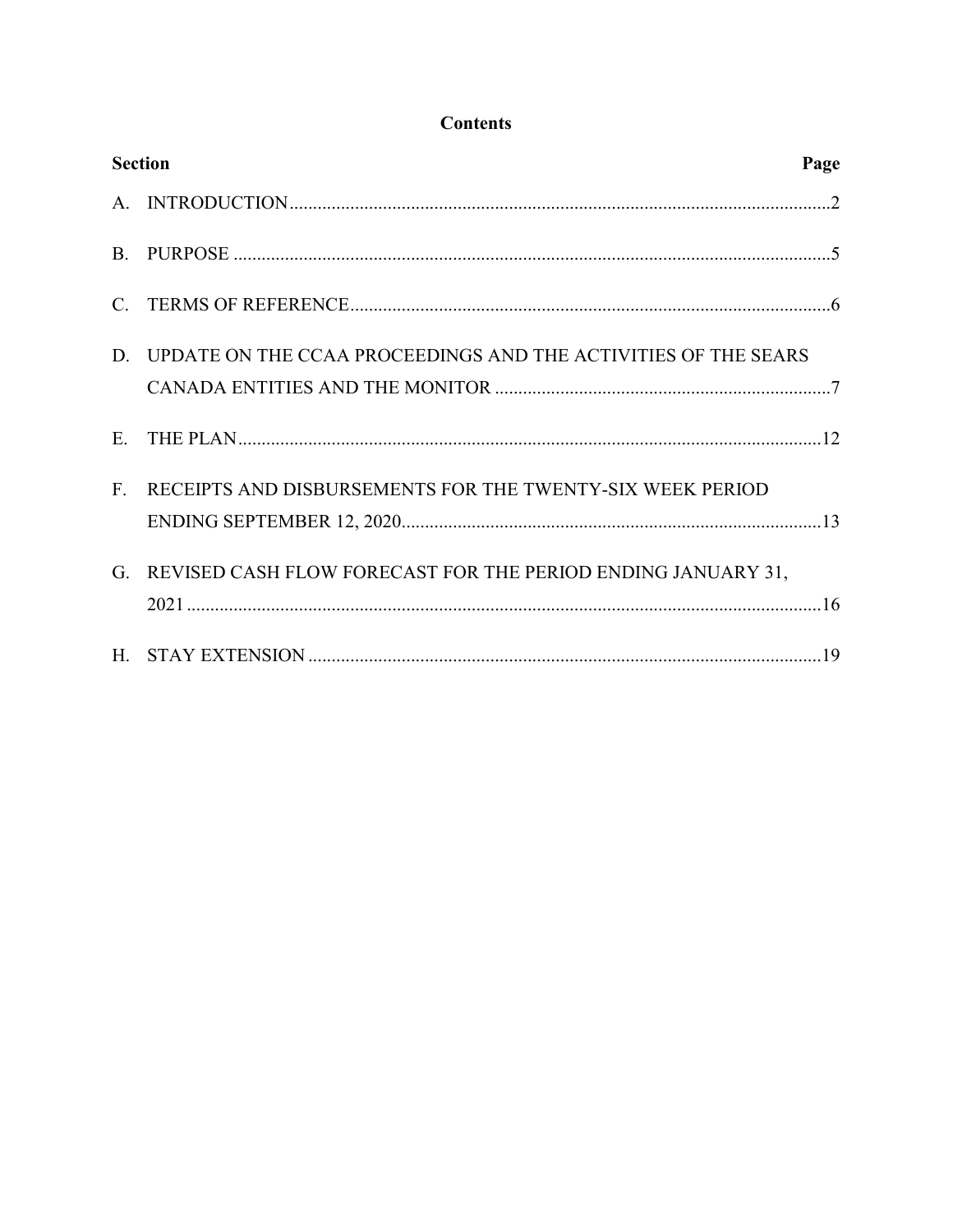**Contents**

| Section | | Page |
|---|---|---|
| A. | INTRODUCTION | 2 |
| B. | PURPOSE | 5 |
| C. | TERMS OF REFERENCE | 6 |
| D. | UPDATE ON THE CCAA PROCEEDINGS AND THE ACTIVITIES OF THE SEARS CANADA ENTITIES AND THE MONITOR | 7 |
| E. | THE PLAN | 12 |
| F. | RECEIPTS AND DISBURSEMENTS FOR THE TWENTY-SIX WEEK PERIOD ENDING SEPTEMBER 12, 2020 | 13 |
| G. | REVISED CASH FLOW FORECAST FOR THE PERIOD ENDING JANUARY 31, 2021 | 16 |
| H. | STAY EXTENSION | 19 |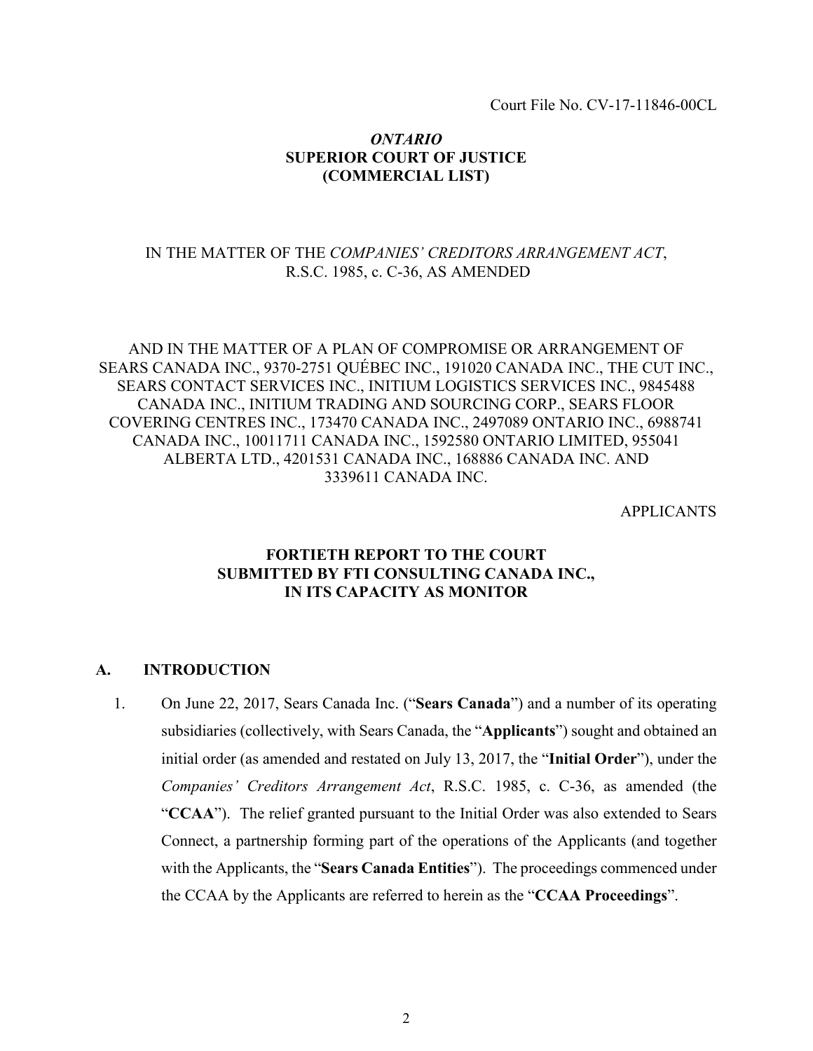Court File No. CV-17-11846-00CL

***ONTARIO***
**SUPERIOR COURT OF JUSTICE**
**(COMMERCIAL LIST)**

IN THE MATTER OF THE *COMPANIES' CREDITORS ARRANGEMENT ACT*, R.S.C. 1985, c. C-36, AS AMENDED

AND IN THE MATTER OF A PLAN OF COMPROMISE OR ARRANGEMENT OF SEARS CANADA INC., 9370-2751 QUÉBEC INC., 191020 CANADA INC., THE CUT INC., SEARS CONTACT SERVICES INC., INITIUM LOGISTICS SERVICES INC., 9845488 CANADA INC., INITIUM TRADING AND SOURCING CORP., SEARS FLOOR COVERING CENTRES INC., 173470 CANADA INC., 2497089 ONTARIO INC., 6988741 CANADA INC., 10011711 CANADA INC., 1592580 ONTARIO LIMITED, 955041 ALBERTA LTD., 4201531 CANADA INC., 168886 CANADA INC. AND 3339611 CANADA INC.

APPLICANTS

**FORTIETH REPORT TO THE COURT**
**SUBMITTED BY FTI CONSULTING CANADA INC.,**
**IN ITS CAPACITY AS MONITOR**

## A. INTRODUCTION

1. On June 22, 2017, Sears Canada Inc. ("**Sears Canada**") and a number of its operating subsidiaries (collectively, with Sears Canada, the "**Applicants**") sought and obtained an initial order (as amended and restated on July 13, 2017, the "**Initial Order**"), under the *Companies' Creditors Arrangement Act*, R.S.C. 1985, c. C-36, as amended (the "**CCAA**"). The relief granted pursuant to the Initial Order was also extended to Sears Connect, a partnership forming part of the operations of the Applicants (and together with the Applicants, the "**Sears Canada Entities**"). The proceedings commenced under the CCAA by the Applicants are referred to herein as the "**CCAA Proceedings**".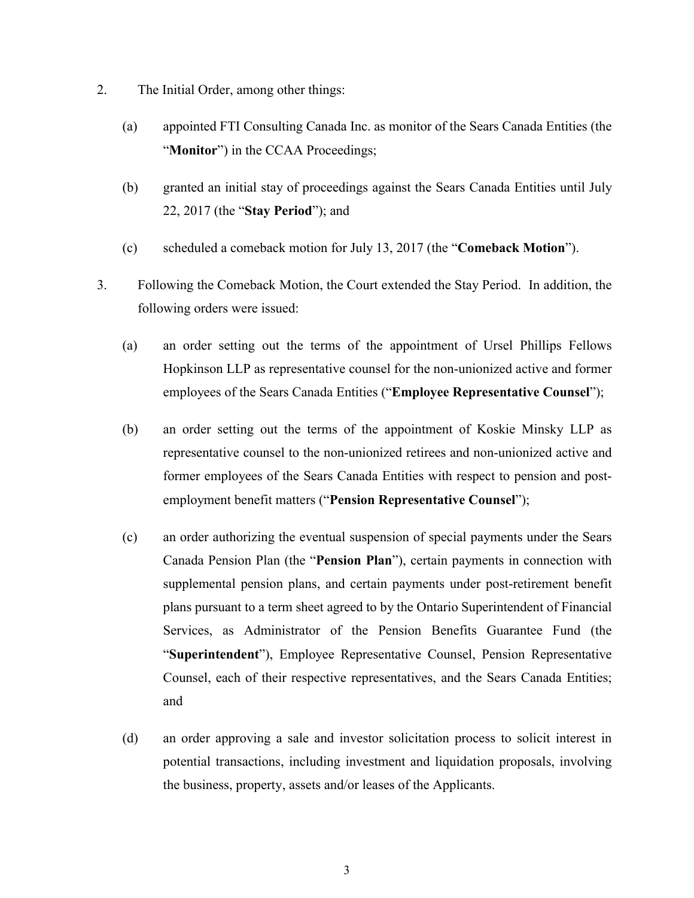2. The Initial Order, among other things:

   (a) appointed FTI Consulting Canada Inc. as monitor of the Sears Canada Entities (the "**Monitor**") in the CCAA Proceedings;

   (b) granted an initial stay of proceedings against the Sears Canada Entities until July 22, 2017 (the "**Stay Period**"); and

   (c) scheduled a comeback motion for July 13, 2017 (the "**Comeback Motion**").

3. Following the Comeback Motion, the Court extended the Stay Period. In addition, the following orders were issued:

   (a) an order setting out the terms of the appointment of Ursel Phillips Fellows Hopkinson LLP as representative counsel for the non-unionized active and former employees of the Sears Canada Entities ("**Employee Representative Counsel**");

   (b) an order setting out the terms of the appointment of Koskie Minsky LLP as representative counsel to the non-unionized retirees and non-unionized active and former employees of the Sears Canada Entities with respect to pension and post-employment benefit matters ("**Pension Representative Counsel**");

   (c) an order authorizing the eventual suspension of special payments under the Sears Canada Pension Plan (the "**Pension Plan**"), certain payments in connection with supplemental pension plans, and certain payments under post-retirement benefit plans pursuant to a term sheet agreed to by the Ontario Superintendent of Financial Services, as Administrator of the Pension Benefits Guarantee Fund (the "**Superintendent**"), Employee Representative Counsel, Pension Representative Counsel, each of their respective representatives, and the Sears Canada Entities; and

   (d) an order approving a sale and investor solicitation process to solicit interest in potential transactions, including investment and liquidation proposals, involving the business, property, assets and/or leases of the Applicants.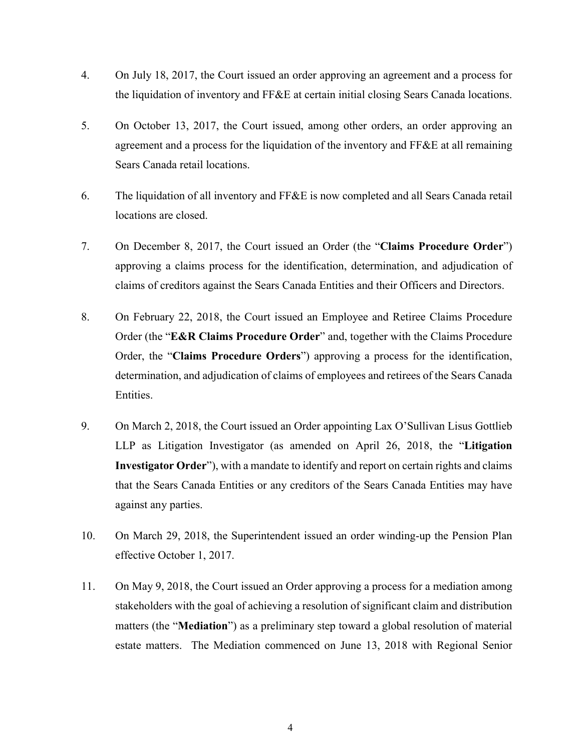4. On July 18, 2017, the Court issued an order approving an agreement and a process for the liquidation of inventory and FF&E at certain initial closing Sears Canada locations.

5. On October 13, 2017, the Court issued, among other orders, an order approving an agreement and a process for the liquidation of the inventory and FF&E at all remaining Sears Canada retail locations.

6. The liquidation of all inventory and FF&E is now completed and all Sears Canada retail locations are closed.

7. On December 8, 2017, the Court issued an Order (the "**Claims Procedure Order**") approving a claims process for the identification, determination, and adjudication of claims of creditors against the Sears Canada Entities and their Officers and Directors.

8. On February 22, 2018, the Court issued an Employee and Retiree Claims Procedure Order (the "**E&R Claims Procedure Order**" and, together with the Claims Procedure Order, the "**Claims Procedure Orders**") approving a process for the identification, determination, and adjudication of claims of employees and retirees of the Sears Canada Entities.

9. On March 2, 2018, the Court issued an Order appointing Lax O'Sullivan Lisus Gottlieb LLP as Litigation Investigator (as amended on April 26, 2018, the "**Litigation Investigator Order**"), with a mandate to identify and report on certain rights and claims that the Sears Canada Entities or any creditors of the Sears Canada Entities may have against any parties.

10. On March 29, 2018, the Superintendent issued an order winding-up the Pension Plan effective October 1, 2017.

11. On May 9, 2018, the Court issued an Order approving a process for a mediation among stakeholders with the goal of achieving a resolution of significant claim and distribution matters (the "**Mediation**") as a preliminary step toward a global resolution of material estate matters. The Mediation commenced on June 13, 2018 with Regional Senior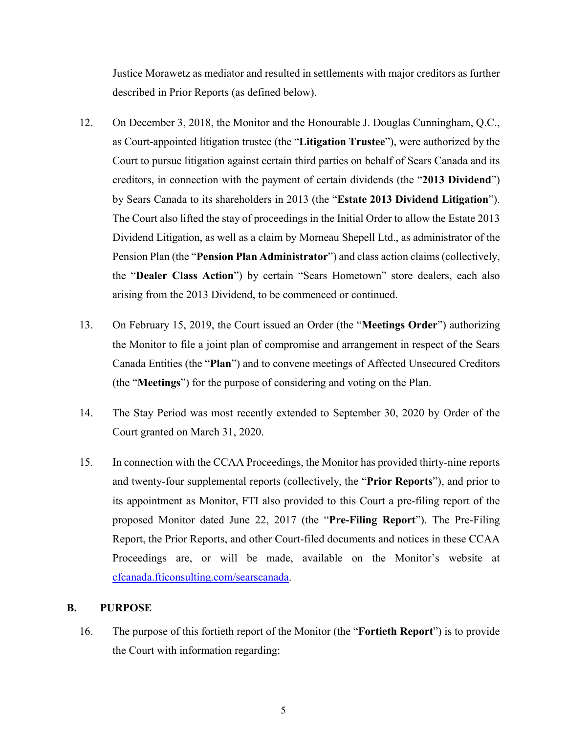Justice Morawetz as mediator and resulted in settlements with major creditors as further described in Prior Reports (as defined below).

12. On December 3, 2018, the Monitor and the Honourable J. Douglas Cunningham, Q.C., as Court-appointed litigation trustee (the "**Litigation Trustee**"), were authorized by the Court to pursue litigation against certain third parties on behalf of Sears Canada and its creditors, in connection with the payment of certain dividends (the "**2013 Dividend**") by Sears Canada to its shareholders in 2013 (the "**Estate 2013 Dividend Litigation**"). The Court also lifted the stay of proceedings in the Initial Order to allow the Estate 2013 Dividend Litigation, as well as a claim by Morneau Shepell Ltd., as administrator of the Pension Plan (the "**Pension Plan Administrator**") and class action claims (collectively, the "**Dealer Class Action**") by certain "Sears Hometown" store dealers, each also arising from the 2013 Dividend, to be commenced or continued.

13. On February 15, 2019, the Court issued an Order (the "**Meetings Order**") authorizing the Monitor to file a joint plan of compromise and arrangement in respect of the Sears Canada Entities (the "**Plan**") and to convene meetings of Affected Unsecured Creditors (the "**Meetings**") for the purpose of considering and voting on the Plan.

14. The Stay Period was most recently extended to September 30, 2020 by Order of the Court granted on March 31, 2020.

15. In connection with the CCAA Proceedings, the Monitor has provided thirty-nine reports and twenty-four supplemental reports (collectively, the "**Prior Reports**"), and prior to its appointment as Monitor, FTI also provided to this Court a pre-filing report of the proposed Monitor dated June 22, 2017 (the "**Pre-Filing Report**"). The Pre-Filing Report, the Prior Reports, and other Court-filed documents and notices in these CCAA Proceedings are, or will be made, available on the Monitor's website at cfcanada.fticonsulting.com/searscanada.

## B. PURPOSE

16. The purpose of this fortieth report of the Monitor (the "**Fortieth Report**") is to provide the Court with information regarding: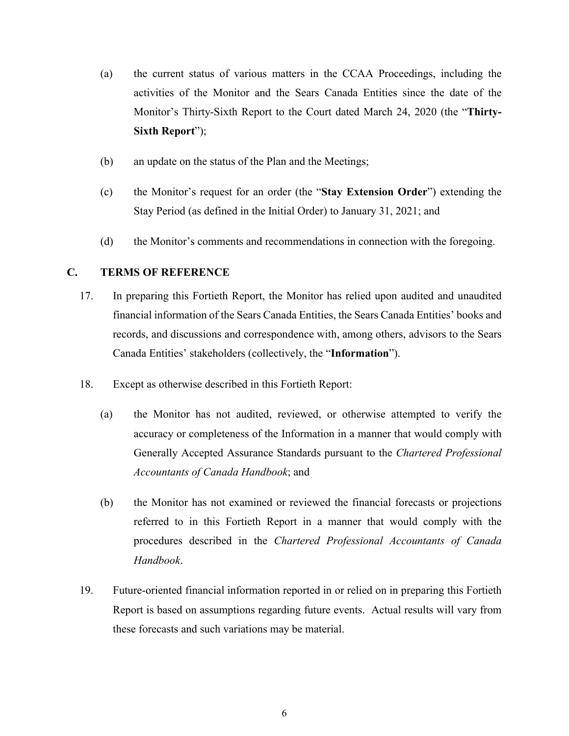(a) the current status of various matters in the CCAA Proceedings, including the activities of the Monitor and the Sears Canada Entities since the date of the Monitor's Thirty-Sixth Report to the Court dated March 24, 2020 (the "**Thirty-Sixth Report**");

(b) an update on the status of the Plan and the Meetings;

(c) the Monitor's request for an order (the "**Stay Extension Order**") extending the Stay Period (as defined in the Initial Order) to January 31, 2021; and

(d) the Monitor's comments and recommendations in connection with the foregoing.

## C. TERMS OF REFERENCE

17. In preparing this Fortieth Report, the Monitor has relied upon audited and unaudited financial information of the Sears Canada Entities, the Sears Canada Entities' books and records, and discussions and correspondence with, among others, advisors to the Sears Canada Entities' stakeholders (collectively, the "**Information**").

18. Except as otherwise described in this Fortieth Report:

    (a) the Monitor has not audited, reviewed, or otherwise attempted to verify the accuracy or completeness of the Information in a manner that would comply with Generally Accepted Assurance Standards pursuant to the *Chartered Professional Accountants of Canada Handbook*; and

    (b) the Monitor has not examined or reviewed the financial forecasts or projections referred to in this Fortieth Report in a manner that would comply with the procedures described in the *Chartered Professional Accountants of Canada Handbook*.

19. Future-oriented financial information reported in or relied on in preparing this Fortieth Report is based on assumptions regarding future events. Actual results will vary from these forecasts and such variations may be material.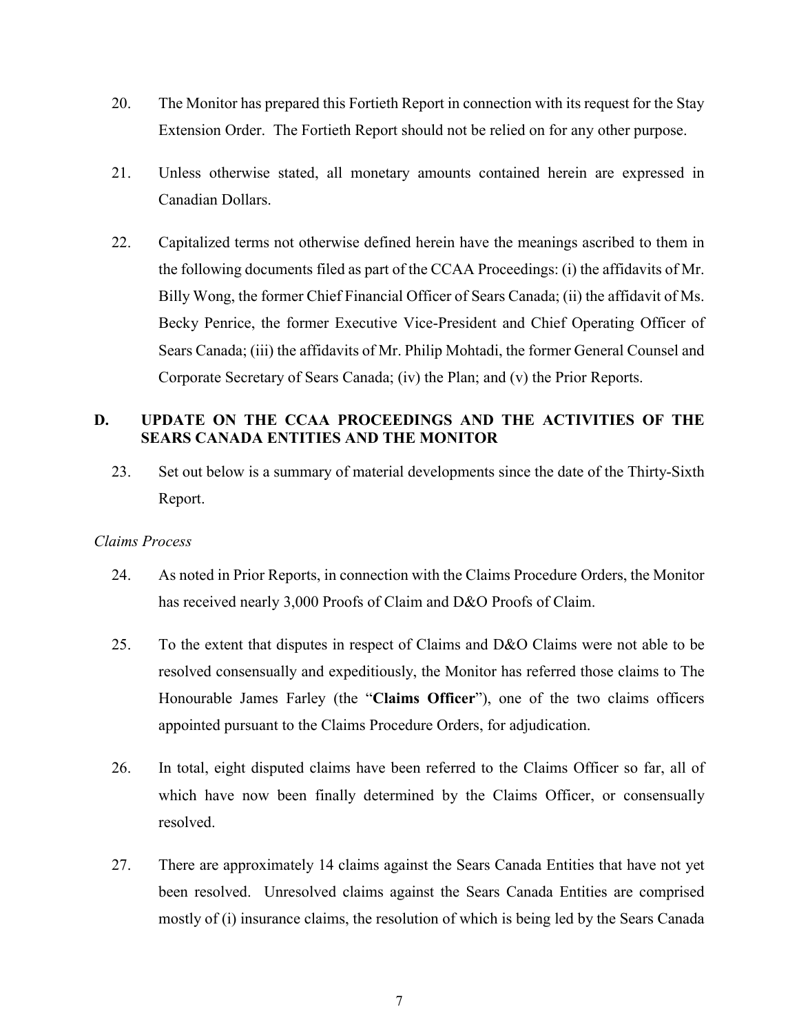20. The Monitor has prepared this Fortieth Report in connection with its request for the Stay Extension Order. The Fortieth Report should not be relied on for any other purpose.

21. Unless otherwise stated, all monetary amounts contained herein are expressed in Canadian Dollars.

22. Capitalized terms not otherwise defined herein have the meanings ascribed to them in the following documents filed as part of the CCAA Proceedings: (i) the affidavits of Mr. Billy Wong, the former Chief Financial Officer of Sears Canada; (ii) the affidavit of Ms. Becky Penrice, the former Executive Vice-President and Chief Operating Officer of Sears Canada; (iii) the affidavits of Mr. Philip Mohtadi, the former General Counsel and Corporate Secretary of Sears Canada; (iv) the Plan; and (v) the Prior Reports.

## D. UPDATE ON THE CCAA PROCEEDINGS AND THE ACTIVITIES OF THE SEARS CANADA ENTITIES AND THE MONITOR

23. Set out below is a summary of material developments since the date of the Thirty-Sixth Report.

*Claims Process*

24. As noted in Prior Reports, in connection with the Claims Procedure Orders, the Monitor has received nearly 3,000 Proofs of Claim and D&O Proofs of Claim.

25. To the extent that disputes in respect of Claims and D&O Claims were not able to be resolved consensually and expeditiously, the Monitor has referred those claims to The Honourable James Farley (the "**Claims Officer**"), one of the two claims officers appointed pursuant to the Claims Procedure Orders, for adjudication.

26. In total, eight disputed claims have been referred to the Claims Officer so far, all of which have now been finally determined by the Claims Officer, or consensually resolved.

27. There are approximately 14 claims against the Sears Canada Entities that have not yet been resolved. Unresolved claims against the Sears Canada Entities are comprised mostly of (i) insurance claims, the resolution of which is being led by the Sears Canada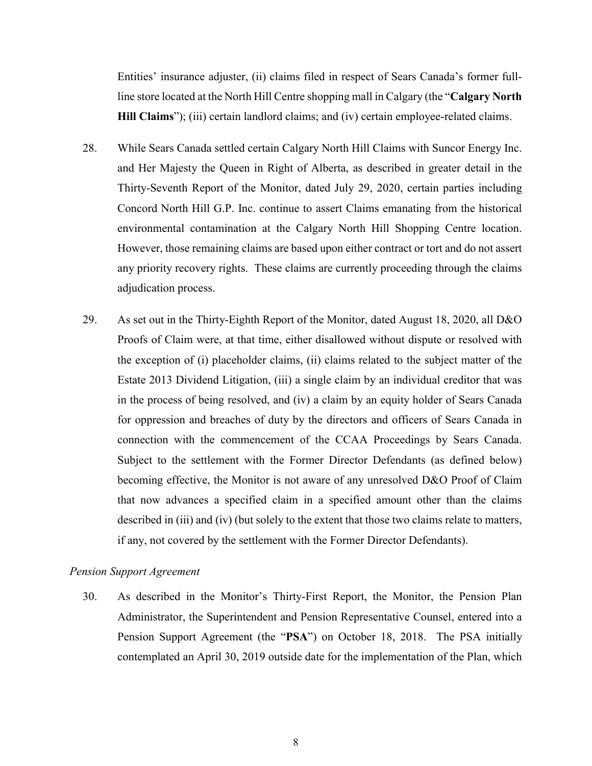Entities' insurance adjuster, (ii) claims filed in respect of Sears Canada's former full-line store located at the North Hill Centre shopping mall in Calgary (the "**Calgary North Hill Claims**"); (iii) certain landlord claims; and (iv) certain employee-related claims.

28. While Sears Canada settled certain Calgary North Hill Claims with Suncor Energy Inc. and Her Majesty the Queen in Right of Alberta, as described in greater detail in the Thirty-Seventh Report of the Monitor, dated July 29, 2020, certain parties including Concord North Hill G.P. Inc. continue to assert Claims emanating from the historical environmental contamination at the Calgary North Hill Shopping Centre location. However, those remaining claims are based upon either contract or tort and do not assert any priority recovery rights. These claims are currently proceeding through the claims adjudication process.

29. As set out in the Thirty-Eighth Report of the Monitor, dated August 18, 2020, all D&O Proofs of Claim were, at that time, either disallowed without dispute or resolved with the exception of (i) placeholder claims, (ii) claims related to the subject matter of the Estate 2013 Dividend Litigation, (iii) a single claim by an individual creditor that was in the process of being resolved, and (iv) a claim by an equity holder of Sears Canada for oppression and breaches of duty by the directors and officers of Sears Canada in connection with the commencement of the CCAA Proceedings by Sears Canada. Subject to the settlement with the Former Director Defendants (as defined below) becoming effective, the Monitor is not aware of any unresolved D&O Proof of Claim that now advances a specified claim in a specified amount other than the claims described in (iii) and (iv) (but solely to the extent that those two claims relate to matters, if any, not covered by the settlement with the Former Director Defendants).

*Pension Support Agreement*

30. As described in the Monitor's Thirty-First Report, the Monitor, the Pension Plan Administrator, the Superintendent and Pension Representative Counsel, entered into a Pension Support Agreement (the "**PSA**") on October 18, 2018. The PSA initially contemplated an April 30, 2019 outside date for the implementation of the Plan, which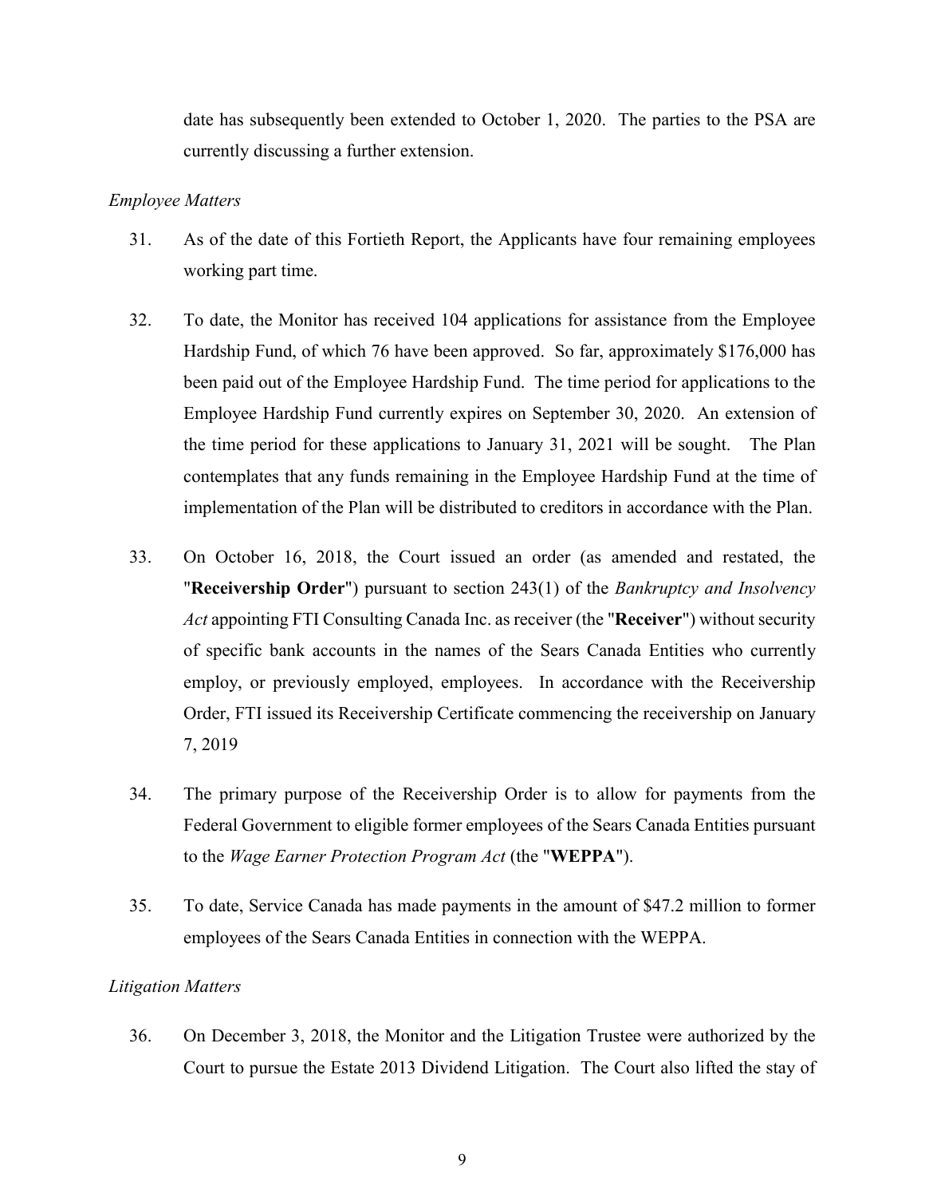date has subsequently been extended to October 1, 2020. The parties to the PSA are currently discussing a further extension.

*Employee Matters*

31. As of the date of this Fortieth Report, the Applicants have four remaining employees working part time.

32. To date, the Monitor has received 104 applications for assistance from the Employee Hardship Fund, of which 76 have been approved. So far, approximately $176,000 has been paid out of the Employee Hardship Fund. The time period for applications to the Employee Hardship Fund currently expires on September 30, 2020. An extension of the time period for these applications to January 31, 2021 will be sought. The Plan contemplates that any funds remaining in the Employee Hardship Fund at the time of implementation of the Plan will be distributed to creditors in accordance with the Plan.

33. On October 16, 2018, the Court issued an order (as amended and restated, the "**Receivership Order**") pursuant to section 243(1) of the *Bankruptcy and Insolvency Act* appointing FTI Consulting Canada Inc. as receiver (the "**Receiver**") without security of specific bank accounts in the names of the Sears Canada Entities who currently employ, or previously employed, employees. In accordance with the Receivership Order, FTI issued its Receivership Certificate commencing the receivership on January 7, 2019

34. The primary purpose of the Receivership Order is to allow for payments from the Federal Government to eligible former employees of the Sears Canada Entities pursuant to the *Wage Earner Protection Program Act* (the "**WEPPA**").

35. To date, Service Canada has made payments in the amount of $47.2 million to former employees of the Sears Canada Entities in connection with the WEPPA.

*Litigation Matters*

36. On December 3, 2018, the Monitor and the Litigation Trustee were authorized by the Court to pursue the Estate 2013 Dividend Litigation. The Court also lifted the stay of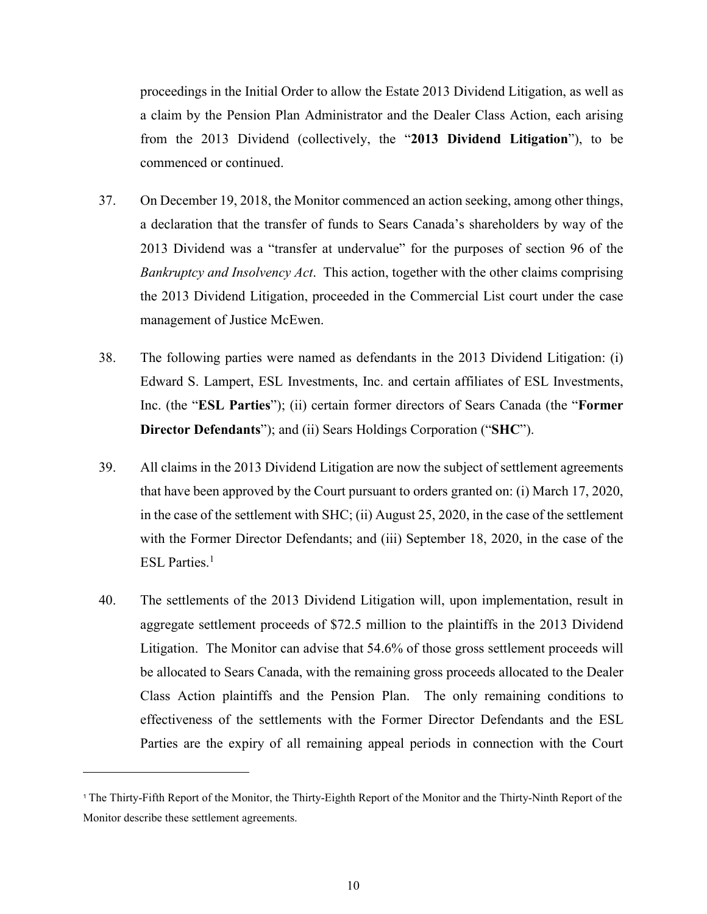proceedings in the Initial Order to allow the Estate 2013 Dividend Litigation, as well as a claim by the Pension Plan Administrator and the Dealer Class Action, each arising from the 2013 Dividend (collectively, the "**2013 Dividend Litigation**"), to be commenced or continued.

37. On December 19, 2018, the Monitor commenced an action seeking, among other things, a declaration that the transfer of funds to Sears Canada's shareholders by way of the 2013 Dividend was a "transfer at undervalue" for the purposes of section 96 of the *Bankruptcy and Insolvency Act*. This action, together with the other claims comprising the 2013 Dividend Litigation, proceeded in the Commercial List court under the case management of Justice McEwen.

38. The following parties were named as defendants in the 2013 Dividend Litigation: (i) Edward S. Lampert, ESL Investments, Inc. and certain affiliates of ESL Investments, Inc. (the "**ESL Parties**"); (ii) certain former directors of Sears Canada (the "**Former Director Defendants**"); and (ii) Sears Holdings Corporation ("**SHC**").

39. All claims in the 2013 Dividend Litigation are now the subject of settlement agreements that have been approved by the Court pursuant to orders granted on: (i) March 17, 2020, in the case of the settlement with SHC; (ii) August 25, 2020, in the case of the settlement with the Former Director Defendants; and (iii) September 18, 2020, in the case of the ESL Parties.[1]

40. The settlements of the 2013 Dividend Litigation will, upon implementation, result in aggregate settlement proceeds of $72.5 million to the plaintiffs in the 2013 Dividend Litigation. The Monitor can advise that 54.6% of those gross settlement proceeds will be allocated to Sears Canada, with the remaining gross proceeds allocated to the Dealer Class Action plaintiffs and the Pension Plan. The only remaining conditions to effectiveness of the settlements with the Former Director Defendants and the ESL Parties are the expiry of all remaining appeal periods in connection with the Court

---

[1] The Thirty-Fifth Report of the Monitor, the Thirty-Eighth Report of the Monitor and the Thirty-Ninth Report of the Monitor describe these settlement agreements.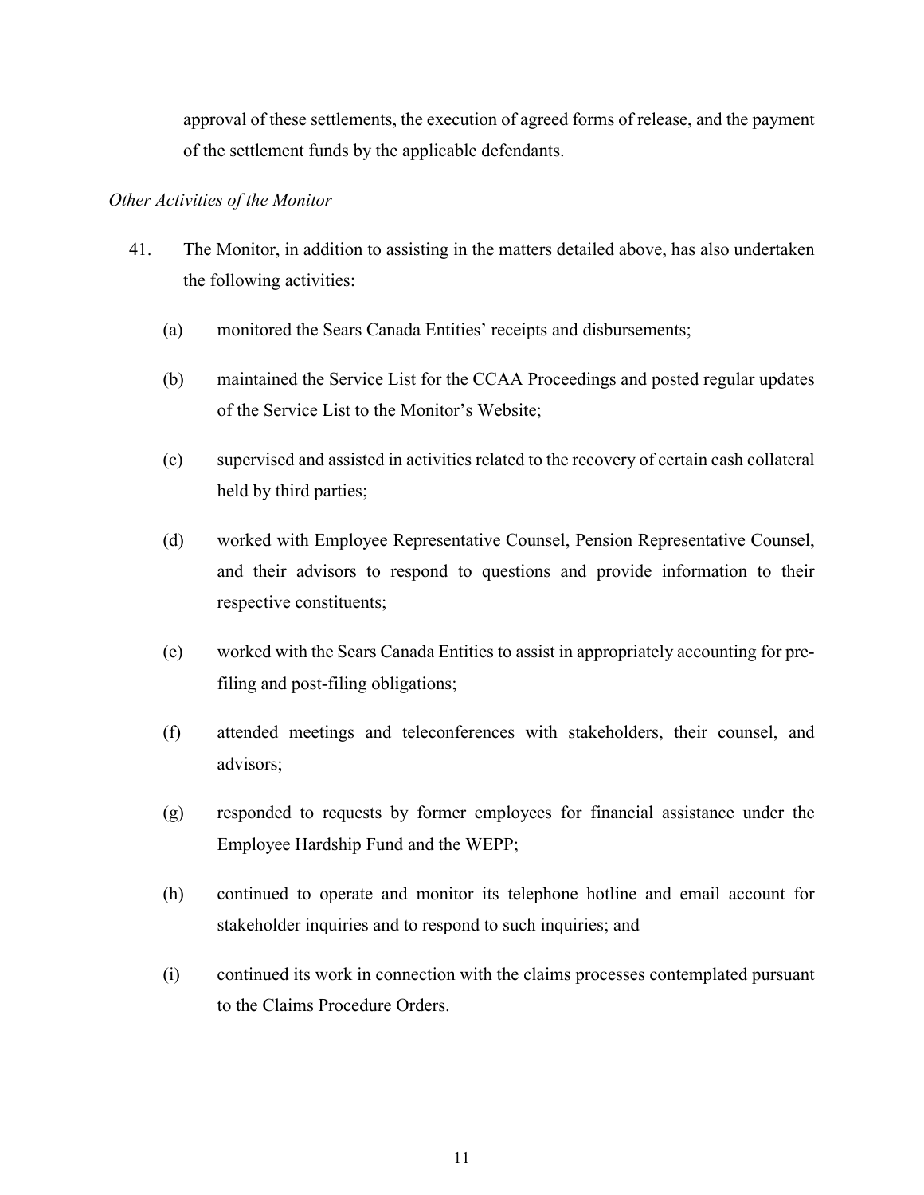approval of these settlements, the execution of agreed forms of release, and the payment of the settlement funds by the applicable defendants.

*Other Activities of the Monitor*

41. The Monitor, in addition to assisting in the matters detailed above, has also undertaken the following activities:

   (a) monitored the Sears Canada Entities' receipts and disbursements;

   (b) maintained the Service List for the CCAA Proceedings and posted regular updates of the Service List to the Monitor's Website;

   (c) supervised and assisted in activities related to the recovery of certain cash collateral held by third parties;

   (d) worked with Employee Representative Counsel, Pension Representative Counsel, and their advisors to respond to questions and provide information to their respective constituents;

   (e) worked with the Sears Canada Entities to assist in appropriately accounting for pre-filing and post-filing obligations;

   (f) attended meetings and teleconferences with stakeholders, their counsel, and advisors;

   (g) responded to requests by former employees for financial assistance under the Employee Hardship Fund and the WEPP;

   (h) continued to operate and monitor its telephone hotline and email account for stakeholder inquiries and to respond to such inquiries; and

   (i) continued its work in connection with the claims processes contemplated pursuant to the Claims Procedure Orders.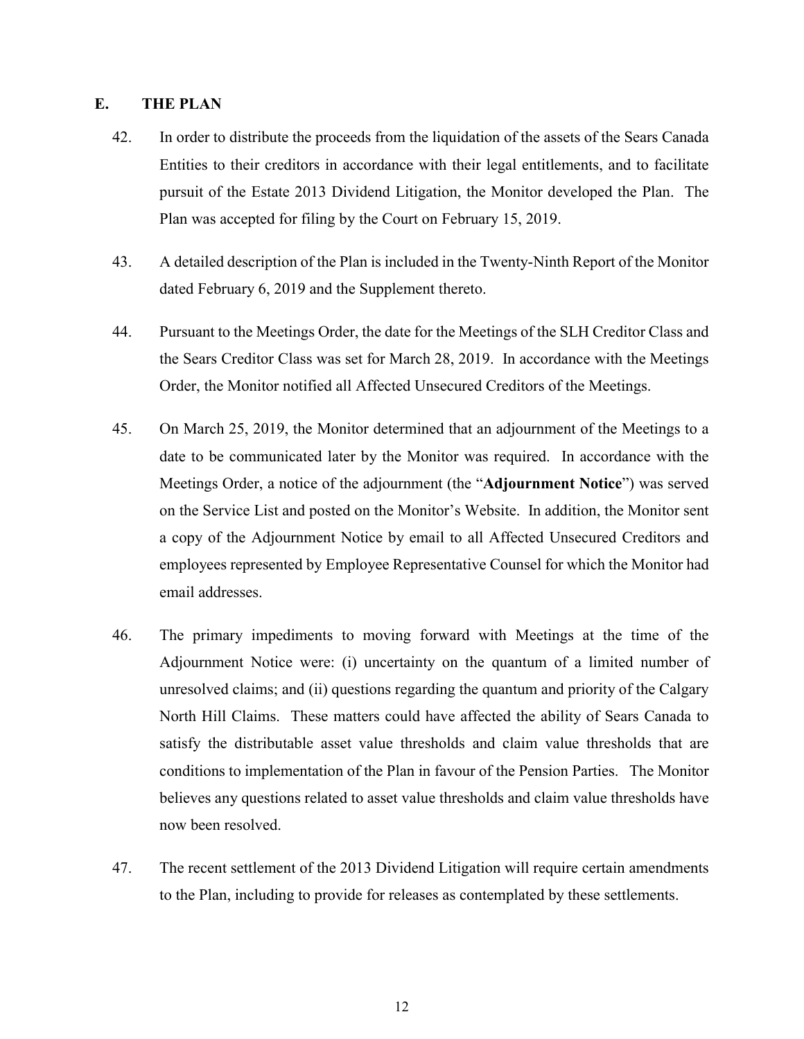## E. THE PLAN

42. In order to distribute the proceeds from the liquidation of the assets of the Sears Canada Entities to their creditors in accordance with their legal entitlements, and to facilitate pursuit of the Estate 2013 Dividend Litigation, the Monitor developed the Plan. The Plan was accepted for filing by the Court on February 15, 2019.

43. A detailed description of the Plan is included in the Twenty-Ninth Report of the Monitor dated February 6, 2019 and the Supplement thereto.

44. Pursuant to the Meetings Order, the date for the Meetings of the SLH Creditor Class and the Sears Creditor Class was set for March 28, 2019. In accordance with the Meetings Order, the Monitor notified all Affected Unsecured Creditors of the Meetings.

45. On March 25, 2019, the Monitor determined that an adjournment of the Meetings to a date to be communicated later by the Monitor was required. In accordance with the Meetings Order, a notice of the adjournment (the "**Adjournment Notice**") was served on the Service List and posted on the Monitor's Website. In addition, the Monitor sent a copy of the Adjournment Notice by email to all Affected Unsecured Creditors and employees represented by Employee Representative Counsel for which the Monitor had email addresses.

46. The primary impediments to moving forward with Meetings at the time of the Adjournment Notice were: (i) uncertainty on the quantum of a limited number of unresolved claims; and (ii) questions regarding the quantum and priority of the Calgary North Hill Claims. These matters could have affected the ability of Sears Canada to satisfy the distributable asset value thresholds and claim value thresholds that are conditions to implementation of the Plan in favour of the Pension Parties. The Monitor believes any questions related to asset value thresholds and claim value thresholds have now been resolved.

47. The recent settlement of the 2013 Dividend Litigation will require certain amendments to the Plan, including to provide for releases as contemplated by these settlements.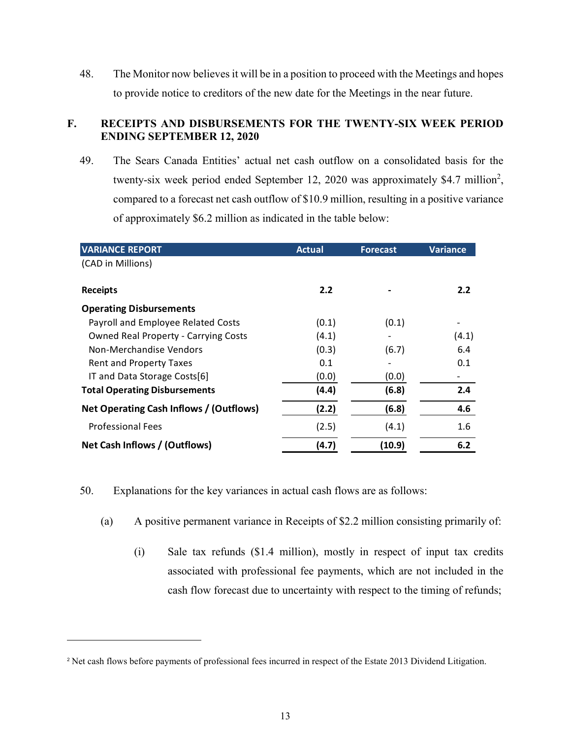48. The Monitor now believes it will be in a position to proceed with the Meetings and hopes to provide notice to creditors of the new date for the Meetings in the near future.

## F. RECEIPTS AND DISBURSEMENTS FOR THE TWENTY-SIX WEEK PERIOD ENDING SEPTEMBER 12, 2020

49. The Sears Canada Entities' actual net cash outflow on a consolidated basis for the twenty-six week period ended September 12, 2020 was approximately $4.7 million[2], compared to a forecast net cash outflow of $10.9 million, resulting in a positive variance of approximately $6.2 million as indicated in the table below:

| VARIANCE REPORT | Actual | Forecast | Variance |
|---|---|---|---|
| (CAD in Millions) | | | |
| **Receipts** | **2.2** | **-** | **2.2** |
| **Operating Disbursements** | | | |
| Payroll and Employee Related Costs | (0.1) | (0.1) | - |
| Owned Real Property - Carrying Costs | (4.1) | - | (4.1) |
| Non-Merchandise Vendors | (0.3) | (6.7) | 6.4 |
| Rent and Property Taxes | 0.1 | - | 0.1 |
| IT and Data Storage Costs[6] | (0.0) | (0.0) | - |
| **Total Operating Disbursements** | **(4.4)** | **(6.8)** | **2.4** |
| **Net Operating Cash Inflows / (Outflows)** | **(2.2)** | **(6.8)** | **4.6** |
| Professional Fees | (2.5) | (4.1) | 1.6 |
| **Net Cash Inflows / (Outflows)** | **(4.7)** | **(10.9)** | **6.2** |

50. Explanations for the key variances in actual cash flows are as follows:

   (a) A positive permanent variance in Receipts of $2.2 million consisting primarily of:

      (i) Sale tax refunds ($1.4 million), mostly in respect of input tax credits associated with professional fee payments, which are not included in the cash flow forecast due to uncertainty with respect to the timing of refunds;

---

[2] Net cash flows before payments of professional fees incurred in respect of the Estate 2013 Dividend Litigation.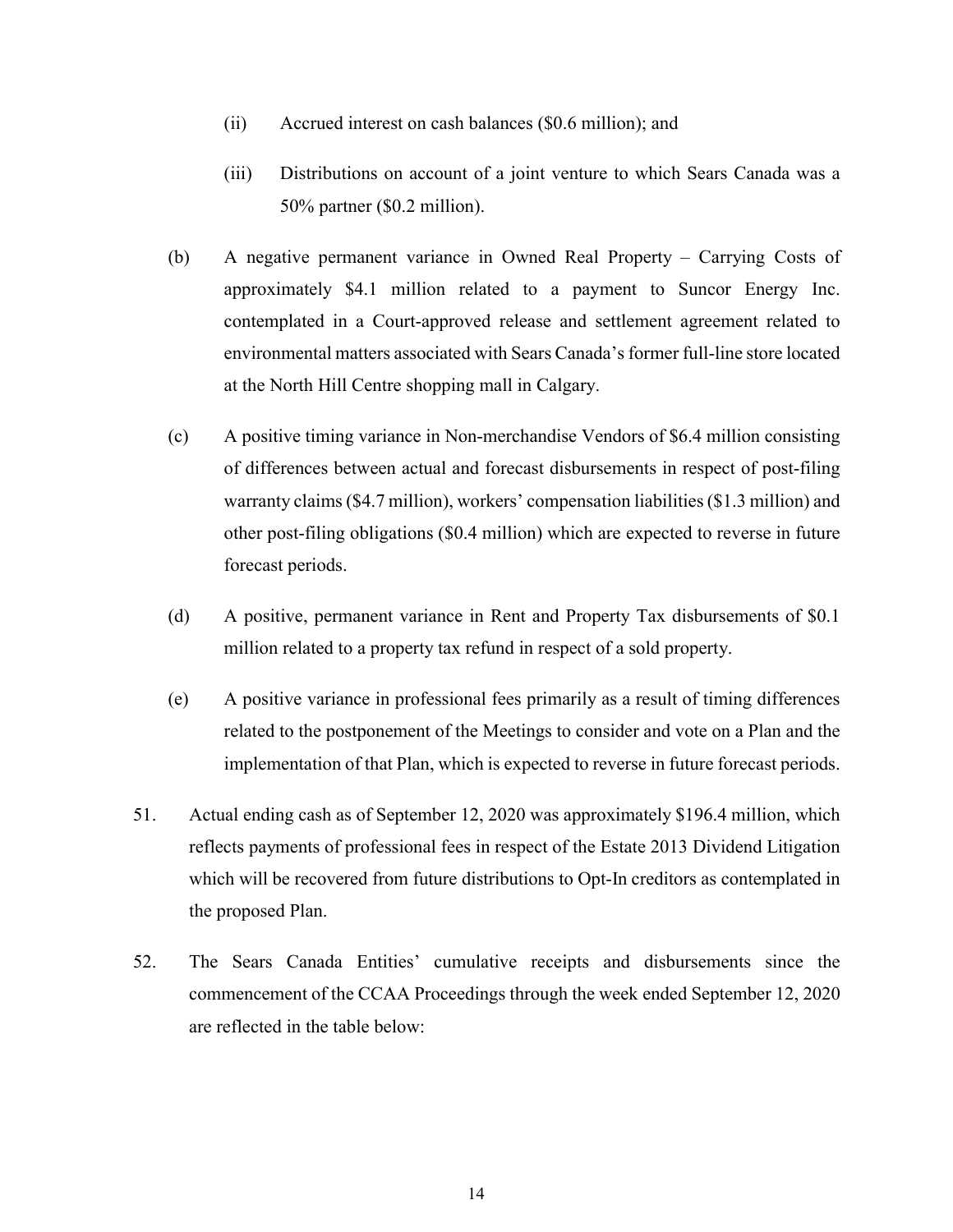(ii) Accrued interest on cash balances ($0.6 million); and

(iii) Distributions on account of a joint venture to which Sears Canada was a 50% partner ($0.2 million).

(b) A negative permanent variance in Owned Real Property – Carrying Costs of approximately $4.1 million related to a payment to Suncor Energy Inc. contemplated in a Court-approved release and settlement agreement related to environmental matters associated with Sears Canada's former full-line store located at the North Hill Centre shopping mall in Calgary.

(c) A positive timing variance in Non-merchandise Vendors of $6.4 million consisting of differences between actual and forecast disbursements in respect of post-filing warranty claims ($4.7 million), workers' compensation liabilities ($1.3 million) and other post-filing obligations ($0.4 million) which are expected to reverse in future forecast periods.

(d) A positive, permanent variance in Rent and Property Tax disbursements of $0.1 million related to a property tax refund in respect of a sold property.

(e) A positive variance in professional fees primarily as a result of timing differences related to the postponement of the Meetings to consider and vote on a Plan and the implementation of that Plan, which is expected to reverse in future forecast periods.

51. Actual ending cash as of September 12, 2020 was approximately $196.4 million, which reflects payments of professional fees in respect of the Estate 2013 Dividend Litigation which will be recovered from future distributions to Opt-In creditors as contemplated in the proposed Plan.

52. The Sears Canada Entities' cumulative receipts and disbursements since the commencement of the CCAA Proceedings through the week ended September 12, 2020 are reflected in the table below: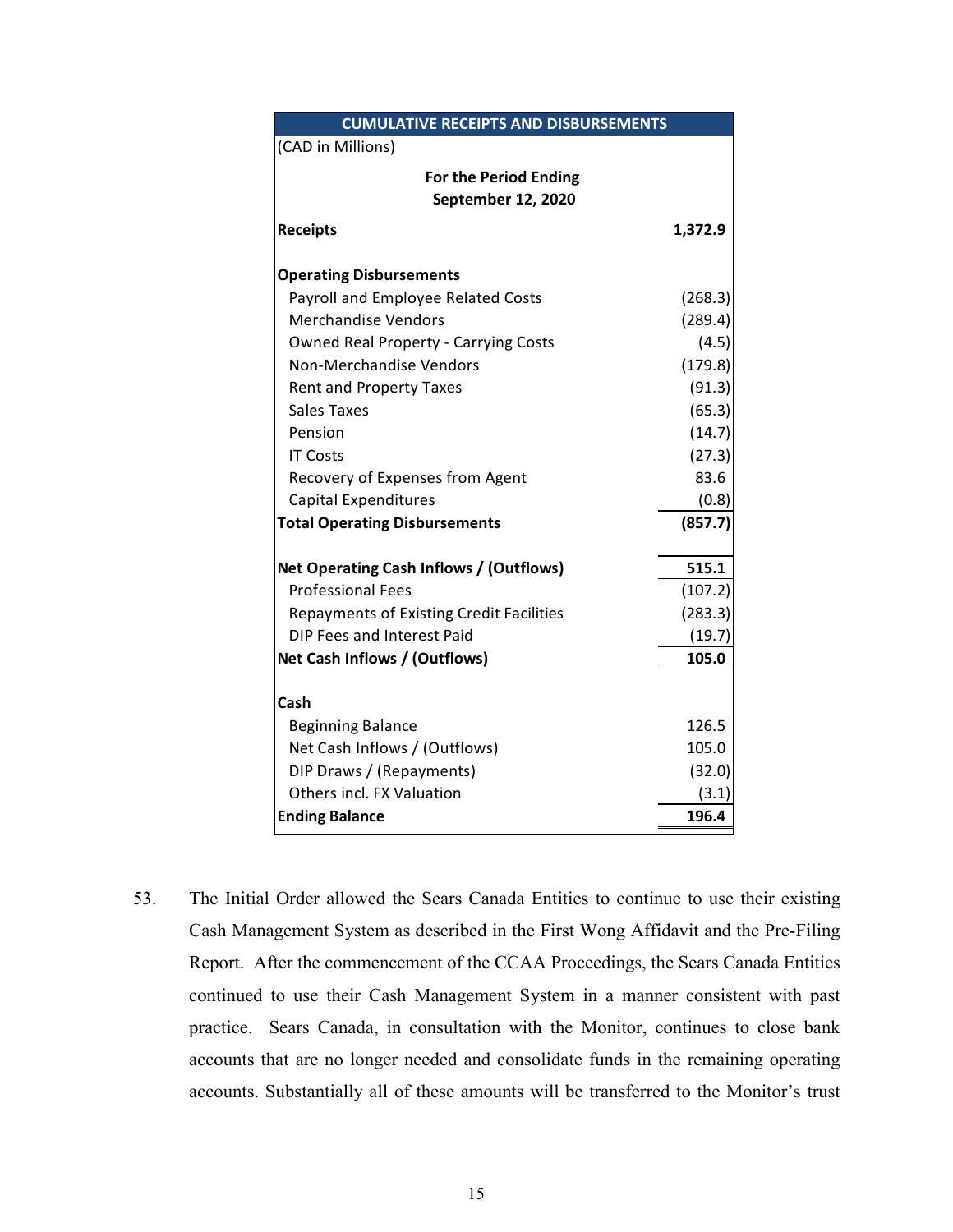| CUMULATIVE RECEIPTS AND DISBURSEMENTS | |
|---|---|
| (CAD in Millions) | |
| For the Period Ending September 12, 2020 | |
| **Receipts** | **1,372.9** |
| **Operating Disbursements** | |
| Payroll and Employee Related Costs | (268.3) |
| Merchandise Vendors | (289.4) |
| Owned Real Property - Carrying Costs | (4.5) |
| Non-Merchandise Vendors | (179.8) |
| Rent and Property Taxes | (91.3) |
| Sales Taxes | (65.3) |
| Pension | (14.7) |
| IT Costs | (27.3) |
| Recovery of Expenses from Agent | 83.6 |
| Capital Expenditures | (0.8) |
| **Total Operating Disbursements** | **(857.7)** |
| **Net Operating Cash Inflows / (Outflows)** | **515.1** |
| Professional Fees | (107.2) |
| Repayments of Existing Credit Facilities | (283.3) |
| DIP Fees and Interest Paid | (19.7) |
| **Net Cash Inflows / (Outflows)** | **105.0** |
| **Cash** | |
| Beginning Balance | 126.5 |
| Net Cash Inflows / (Outflows) | 105.0 |
| DIP Draws / (Repayments) | (32.0) |
| Others incl. FX Valuation | (3.1) |
| **Ending Balance** | **196.4** |

53. The Initial Order allowed the Sears Canada Entities to continue to use their existing Cash Management System as described in the First Wong Affidavit and the Pre-Filing Report. After the commencement of the CCAA Proceedings, the Sears Canada Entities continued to use their Cash Management System in a manner consistent with past practice. Sears Canada, in consultation with the Monitor, continues to close bank accounts that are no longer needed and consolidate funds in the remaining operating accounts. Substantially all of these amounts will be transferred to the Monitor's trust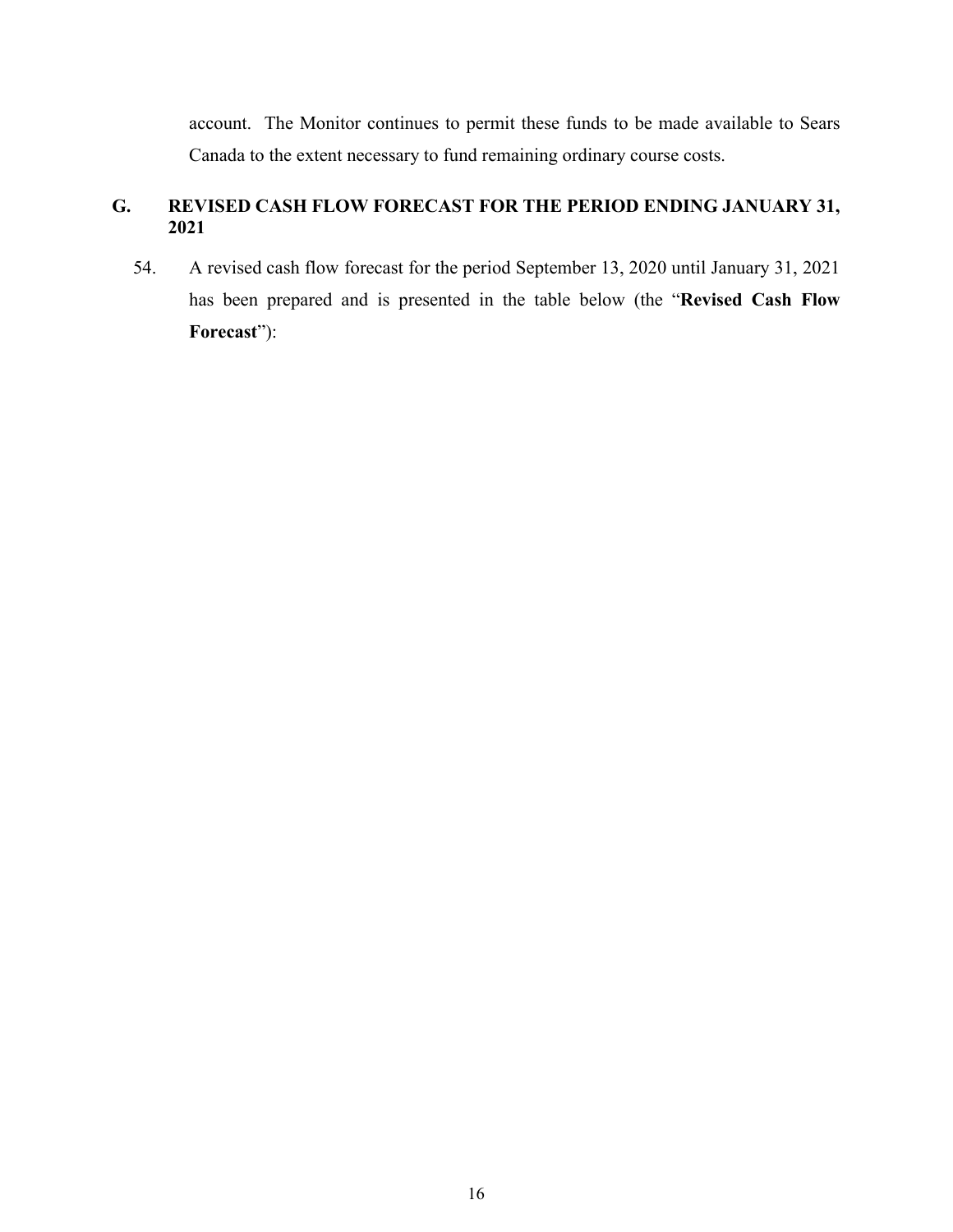account. The Monitor continues to permit these funds to be made available to Sears Canada to the extent necessary to fund remaining ordinary course costs.

## G. REVISED CASH FLOW FORECAST FOR THE PERIOD ENDING JANUARY 31, 2021

54. A revised cash flow forecast for the period September 13, 2020 until January 31, 2021 has been prepared and is presented in the table below (the "**Revised Cash Flow Forecast**"):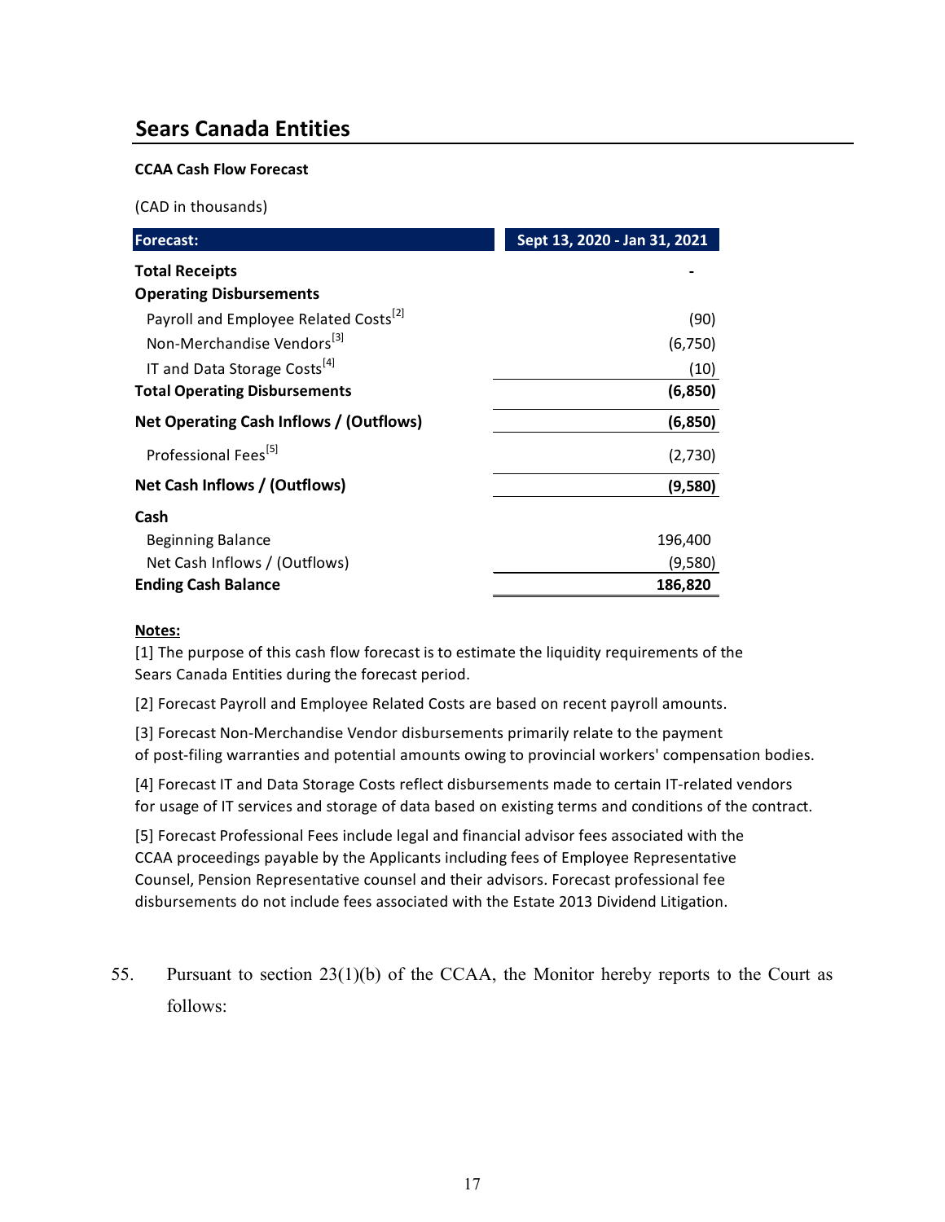## Sears Canada Entities

**CCAA Cash Flow Forecast**

(CAD in thousands)

| Forecast: | Sept 13, 2020 - Jan 31, 2021 |
|---|---|
| **Total Receipts** | - |
| **Operating Disbursements** | |
| Payroll and Employee Related Costs[2] | (90) |
| Non-Merchandise Vendors[3] | (6,750) |
| IT and Data Storage Costs[4] | (10) |
| **Total Operating Disbursements** | **(6,850)** |
| **Net Operating Cash Inflows / (Outflows)** | **(6,850)** |
| Professional Fees[5] | (2,730) |
| **Net Cash Inflows / (Outflows)** | **(9,580)** |
| **Cash** | |
| Beginning Balance | 196,400 |
| Net Cash Inflows / (Outflows) | (9,580) |
| **Ending Cash Balance** | **186,820** |

**Notes:**

[1] The purpose of this cash flow forecast is to estimate the liquidity requirements of the Sears Canada Entities during the forecast period.

[2] Forecast Payroll and Employee Related Costs are based on recent payroll amounts.

[3] Forecast Non-Merchandise Vendor disbursements primarily relate to the payment of post-filing warranties and potential amounts owing to provincial workers' compensation bodies.

[4] Forecast IT and Data Storage Costs reflect disbursements made to certain IT-related vendors for usage of IT services and storage of data based on existing terms and conditions of the contract.

[5] Forecast Professional Fees include legal and financial advisor fees associated with the CCAA proceedings payable by the Applicants including fees of Employee Representative Counsel, Pension Representative counsel and their advisors. Forecast professional fee disbursements do not include fees associated with the Estate 2013 Dividend Litigation.

55. Pursuant to section 23(1)(b) of the CCAA, the Monitor hereby reports to the Court as follows: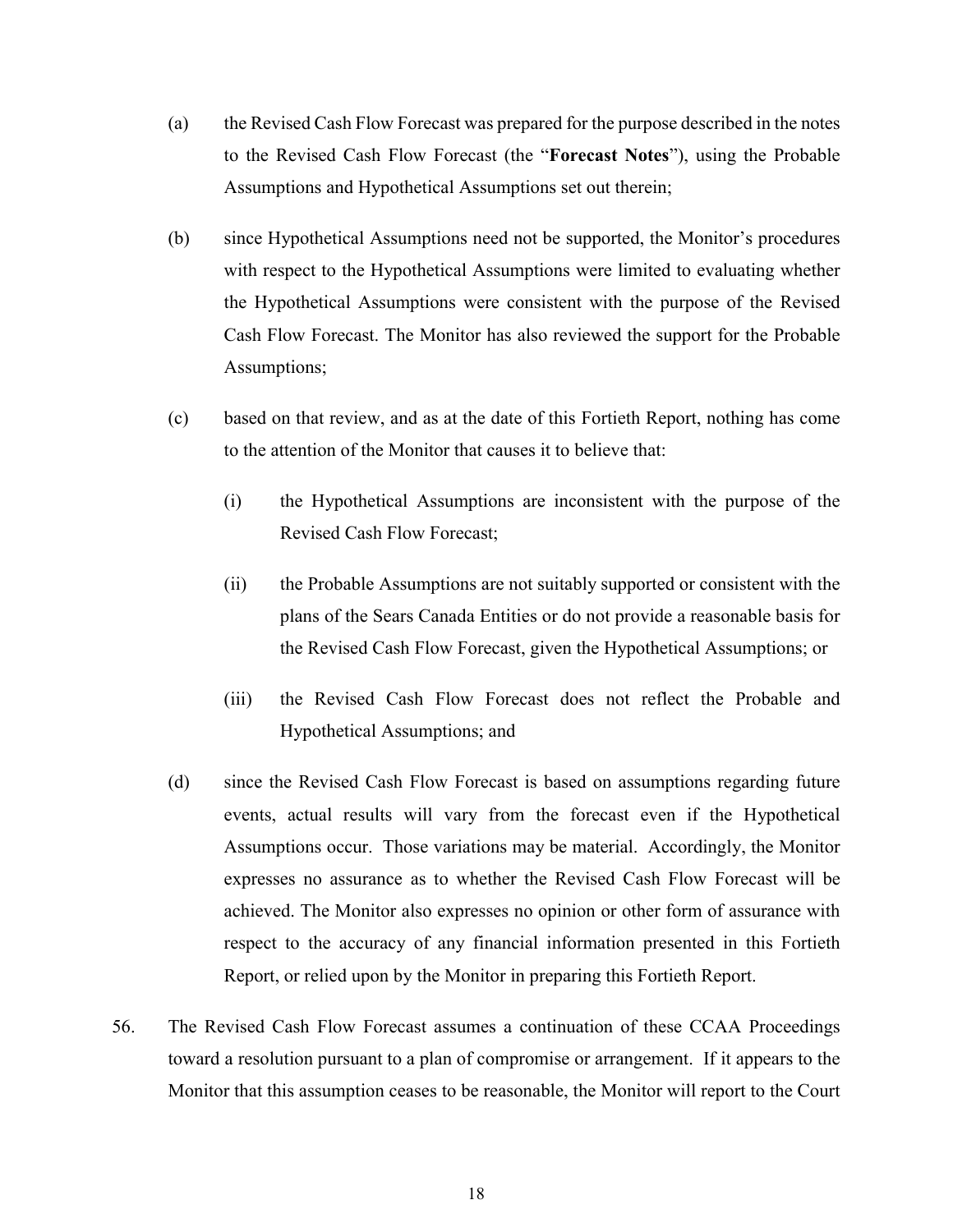(a) the Revised Cash Flow Forecast was prepared for the purpose described in the notes to the Revised Cash Flow Forecast (the "**Forecast Notes**"), using the Probable Assumptions and Hypothetical Assumptions set out therein;

(b) since Hypothetical Assumptions need not be supported, the Monitor's procedures with respect to the Hypothetical Assumptions were limited to evaluating whether the Hypothetical Assumptions were consistent with the purpose of the Revised Cash Flow Forecast. The Monitor has also reviewed the support for the Probable Assumptions;

(c) based on that review, and as at the date of this Fortieth Report, nothing has come to the attention of the Monitor that causes it to believe that:

   (i) the Hypothetical Assumptions are inconsistent with the purpose of the Revised Cash Flow Forecast;

   (ii) the Probable Assumptions are not suitably supported or consistent with the plans of the Sears Canada Entities or do not provide a reasonable basis for the Revised Cash Flow Forecast, given the Hypothetical Assumptions; or

   (iii) the Revised Cash Flow Forecast does not reflect the Probable and Hypothetical Assumptions; and

(d) since the Revised Cash Flow Forecast is based on assumptions regarding future events, actual results will vary from the forecast even if the Hypothetical Assumptions occur. Those variations may be material. Accordingly, the Monitor expresses no assurance as to whether the Revised Cash Flow Forecast will be achieved. The Monitor also expresses no opinion or other form of assurance with respect to the accuracy of any financial information presented in this Fortieth Report, or relied upon by the Monitor in preparing this Fortieth Report.

56. The Revised Cash Flow Forecast assumes a continuation of these CCAA Proceedings toward a resolution pursuant to a plan of compromise or arrangement. If it appears to the Monitor that this assumption ceases to be reasonable, the Monitor will report to the Court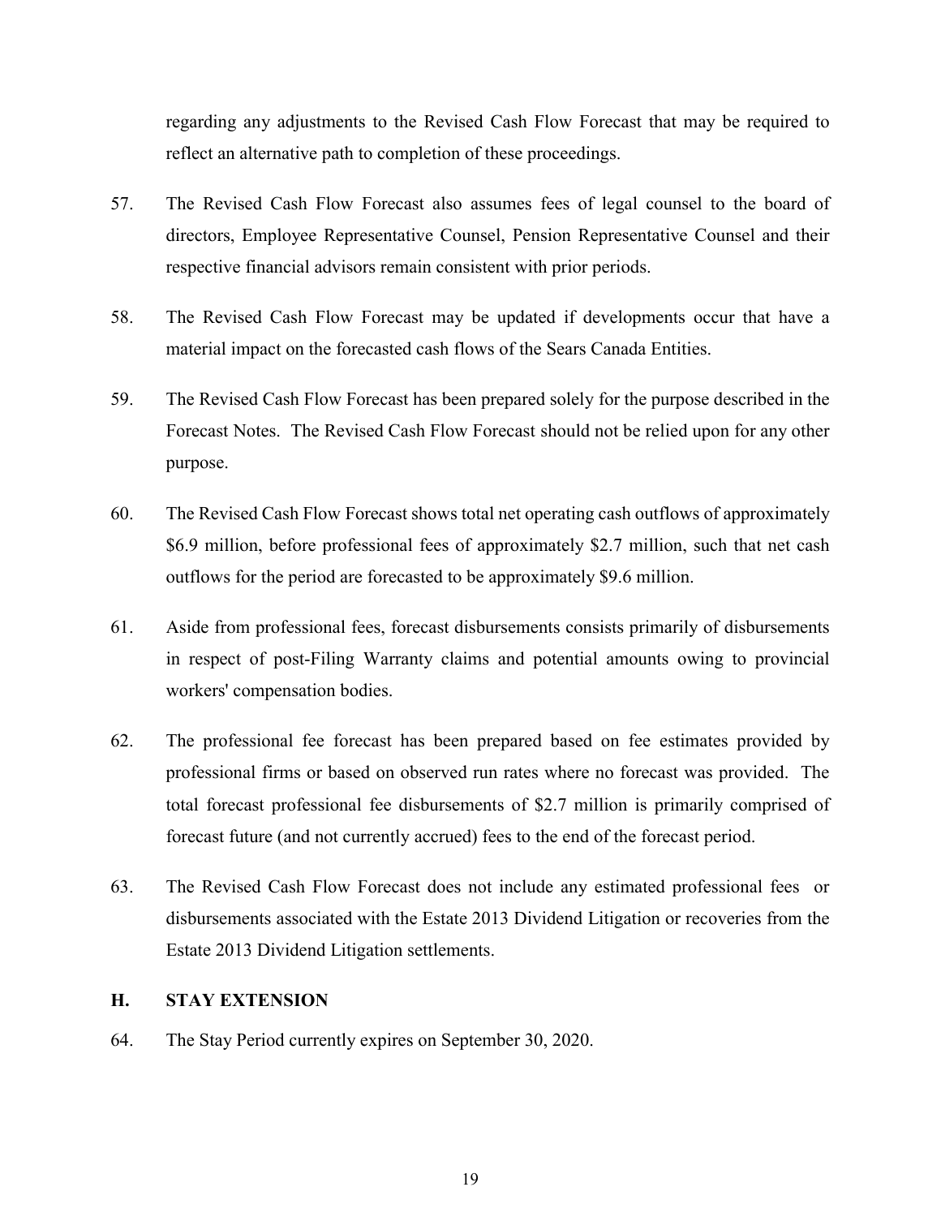regarding any adjustments to the Revised Cash Flow Forecast that may be required to reflect an alternative path to completion of these proceedings.

57. The Revised Cash Flow Forecast also assumes fees of legal counsel to the board of directors, Employee Representative Counsel, Pension Representative Counsel and their respective financial advisors remain consistent with prior periods.

58. The Revised Cash Flow Forecast may be updated if developments occur that have a material impact on the forecasted cash flows of the Sears Canada Entities.

59. The Revised Cash Flow Forecast has been prepared solely for the purpose described in the Forecast Notes. The Revised Cash Flow Forecast should not be relied upon for any other purpose.

60. The Revised Cash Flow Forecast shows total net operating cash outflows of approximately \$6.9 million, before professional fees of approximately \$2.7 million, such that net cash outflows for the period are forecasted to be approximately \$9.6 million.

61. Aside from professional fees, forecast disbursements consists primarily of disbursements in respect of post-Filing Warranty claims and potential amounts owing to provincial workers' compensation bodies.

62. The professional fee forecast has been prepared based on fee estimates provided by professional firms or based on observed run rates where no forecast was provided. The total forecast professional fee disbursements of \$2.7 million is primarily comprised of forecast future (and not currently accrued) fees to the end of the forecast period.

63. The Revised Cash Flow Forecast does not include any estimated professional fees or disbursements associated with the Estate 2013 Dividend Litigation or recoveries from the Estate 2013 Dividend Litigation settlements.

## H. STAY EXTENSION

64. The Stay Period currently expires on September 30, 2020.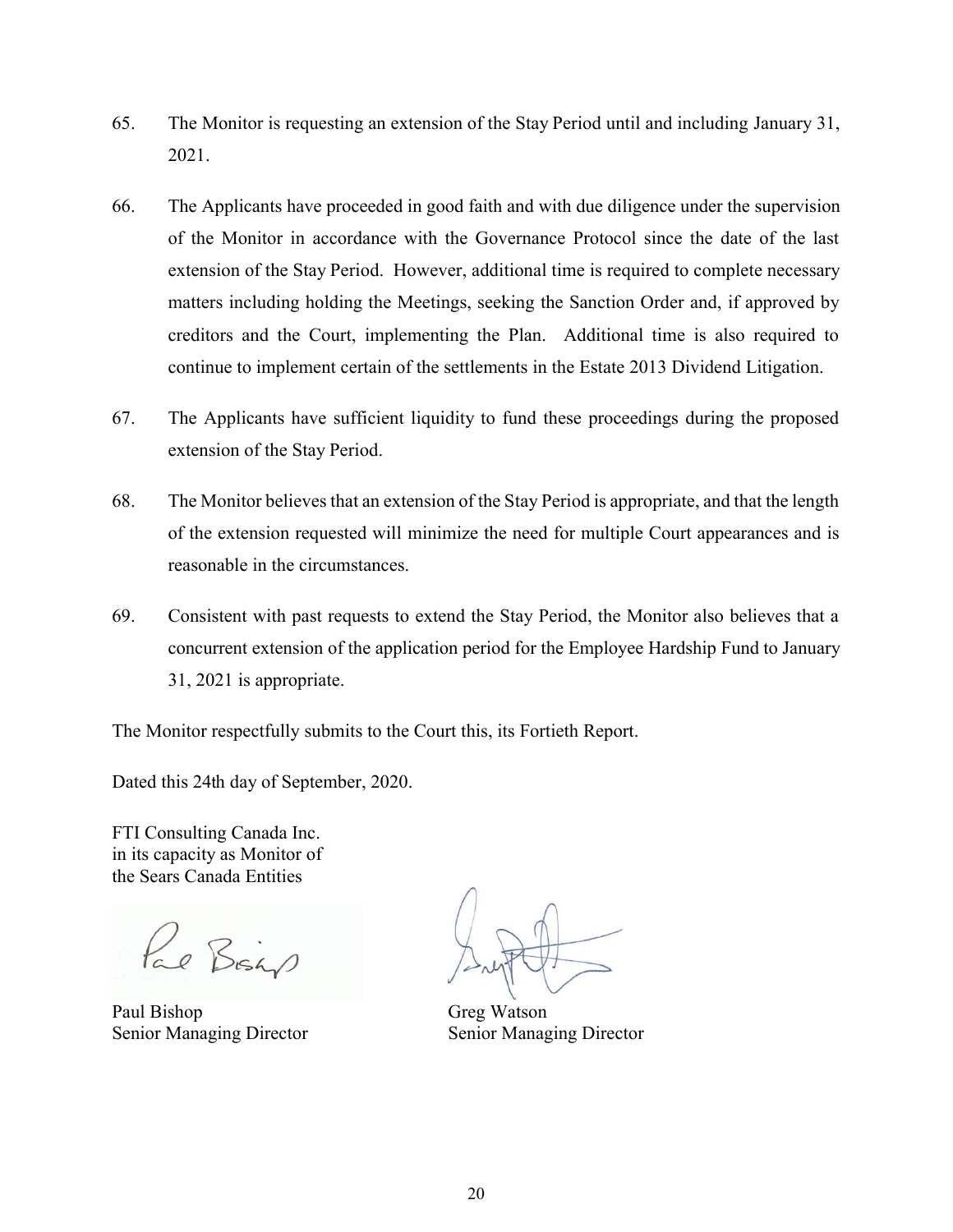65. The Monitor is requesting an extension of the Stay Period until and including January 31, 2021.

66. The Applicants have proceeded in good faith and with due diligence under the supervision of the Monitor in accordance with the Governance Protocol since the date of the last extension of the Stay Period. However, additional time is required to complete necessary matters including holding the Meetings, seeking the Sanction Order and, if approved by creditors and the Court, implementing the Plan. Additional time is also required to continue to implement certain of the settlements in the Estate 2013 Dividend Litigation.

67. The Applicants have sufficient liquidity to fund these proceedings during the proposed extension of the Stay Period.

68. The Monitor believes that an extension of the Stay Period is appropriate, and that the length of the extension requested will minimize the need for multiple Court appearances and is reasonable in the circumstances.

69. Consistent with past requests to extend the Stay Period, the Monitor also believes that a concurrent extension of the application period for the Employee Hardship Fund to January 31, 2021 is appropriate.

The Monitor respectfully submits to the Court this, its Fortieth Report.

Dated this 24th day of September, 2020.

FTI Consulting Canada Inc.
in its capacity as Monitor of
the Sears Canada Entities

Paul Bishop
Senior Managing Director

Greg Watson
Senior Managing Director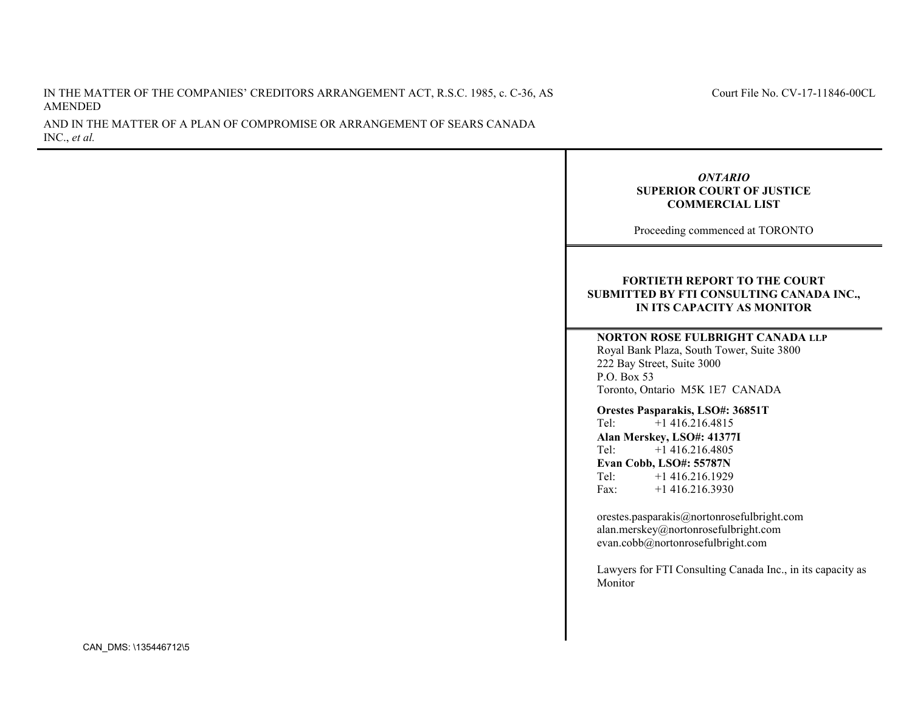IN THE MATTER OF THE COMPANIES' CREDITORS ARRANGEMENT ACT, R.S.C. 1985, c. C-36, AS AMENDED

AND IN THE MATTER OF A PLAN OF COMPROMISE OR ARRANGEMENT OF SEARS CANADA INC., *et al.*

Court File No. CV-17-11846-00CL

***ONTARIO***
**SUPERIOR COURT OF JUSTICE**
**COMMERCIAL LIST**

Proceeding commenced at TORONTO

**FORTIETH REPORT TO THE COURT SUBMITTED BY FTI CONSULTING CANADA INC., IN ITS CAPACITY AS MONITOR**

**NORTON ROSE FULBRIGHT CANADA LLP**
Royal Bank Plaza, South Tower, Suite 3800
222 Bay Street, Suite 3000
P.O. Box 53
Toronto, Ontario M5K 1E7 CANADA

**Orestes Pasparakis, LSO#: 36851T**
Tel: +1 416.216.4815
**Alan Merskey, LSO#: 41377I**
Tel: +1 416.216.4805
**Evan Cobb, LSO#: 55787N**
Tel: +1 416.216.1929
Fax: +1 416.216.3930

orestes.pasparakis@nortonrosefulbright.com
alan.merskey@nortonrosefulbright.com
evan.cobb@nortonrosefulbright.com

Lawyers for FTI Consulting Canada Inc., in its capacity as Monitor

CAN_DMS: \135446712\5